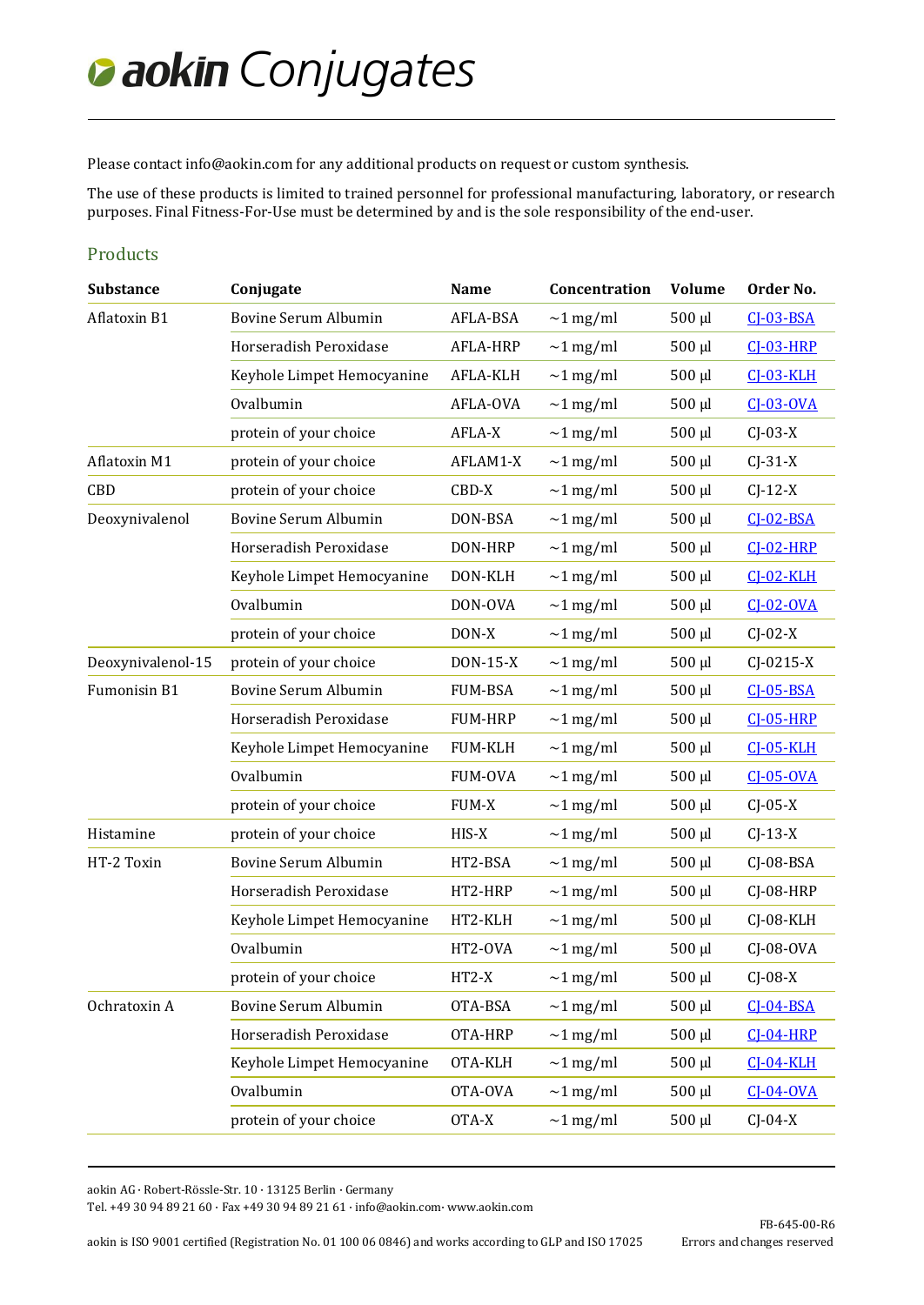# aokin Conjugates

Please contact info@aokin.com for any additional products on request or custom synthesis.

The use of these products is limited to trained personnel for professional manufacturing, laboratory, or research purposes. Final Fitness-For-Use must be determined by and is the sole responsibility of the end-user.

## Products

| Substance | Conjugate | Name | Concentration | Volume | Order No. |
|---|---|---|---|---|---|
| Aflatoxin B1 | Bovine Serum Albumin | AFLA-BSA | ~1 mg/ml | 500 µl | CJ-03-BSA |
| | Horseradish Peroxidase | AFLA-HRP | ~1 mg/ml | 500 µl | CJ-03-HRP |
| | Keyhole Limpet Hemocyanine | AFLA-KLH | ~1 mg/ml | 500 µl | CJ-03-KLH |
| | Ovalbumin | AFLA-OVA | ~1 mg/ml | 500 µl | CJ-03-OVA |
| | protein of your choice | AFLA-X | ~1 mg/ml | 500 µl | CJ-03-X |
| Aflatoxin M1 | protein of your choice | AFLAM1-X | ~1 mg/ml | 500 µl | CJ-31-X |
| CBD | protein of your choice | CBD-X | ~1 mg/ml | 500 µl | CJ-12-X |
| Deoxynivalenol | Bovine Serum Albumin | DON-BSA | ~1 mg/ml | 500 µl | CJ-02-BSA |
| | Horseradish Peroxidase | DON-HRP | ~1 mg/ml | 500 µl | CJ-02-HRP |
| | Keyhole Limpet Hemocyanine | DON-KLH | ~1 mg/ml | 500 µl | CJ-02-KLH |
| | Ovalbumin | DON-OVA | ~1 mg/ml | 500 µl | CJ-02-OVA |
| | protein of your choice | DON-X | ~1 mg/ml | 500 µl | CJ-02-X |
| Deoxynivalenol-15 | protein of your choice | DON-15-X | ~1 mg/ml | 500 µl | CJ-0215-X |
| Fumonisin B1 | Bovine Serum Albumin | FUM-BSA | ~1 mg/ml | 500 µl | CJ-05-BSA |
| | Horseradish Peroxidase | FUM-HRP | ~1 mg/ml | 500 µl | CJ-05-HRP |
| | Keyhole Limpet Hemocyanine | FUM-KLH | ~1 mg/ml | 500 µl | CJ-05-KLH |
| | Ovalbumin | FUM-OVA | ~1 mg/ml | 500 µl | CJ-05-OVA |
| | protein of your choice | FUM-X | ~1 mg/ml | 500 µl | CJ-05-X |
| Histamine | protein of your choice | HIS-X | ~1 mg/ml | 500 µl | CJ-13-X |
| HT-2 Toxin | Bovine Serum Albumin | HT2-BSA | ~1 mg/ml | 500 µl | CJ-08-BSA |
| | Horseradish Peroxidase | HT2-HRP | ~1 mg/ml | 500 µl | CJ-08-HRP |
| | Keyhole Limpet Hemocyanine | HT2-KLH | ~1 mg/ml | 500 µl | CJ-08-KLH |
| | Ovalbumin | HT2-OVA | ~1 mg/ml | 500 µl | CJ-08-OVA |
| | protein of your choice | HT2-X | ~1 mg/ml | 500 µl | CJ-08-X |
| Ochratoxin A | Bovine Serum Albumin | OTA-BSA | ~1 mg/ml | 500 µl | CJ-04-BSA |
| | Horseradish Peroxidase | OTA-HRP | ~1 mg/ml | 500 µl | CJ-04-HRP |
| | Keyhole Limpet Hemocyanine | OTA-KLH | ~1 mg/ml | 500 µl | CJ-04-KLH |
| | Ovalbumin | OTA-OVA | ~1 mg/ml | 500 µl | CJ-04-OVA |
| | protein of your choice | OTA-X | ~1 mg/ml | 500 µl | CJ-04-X |

aokin AG · Robert-Rössle-Str. 10 · 13125 Berlin · Germany
Tel. +49 30 94 89 21 60 · Fax +49 30 94 89 21 61 · info@aokin.com· www.aokin.com

FB-645-00-R6

aokin is ISO 9001 certified (Registration No. 01 100 06 0846) and works according to GLP and ISO 17025 — Errors and changes reserved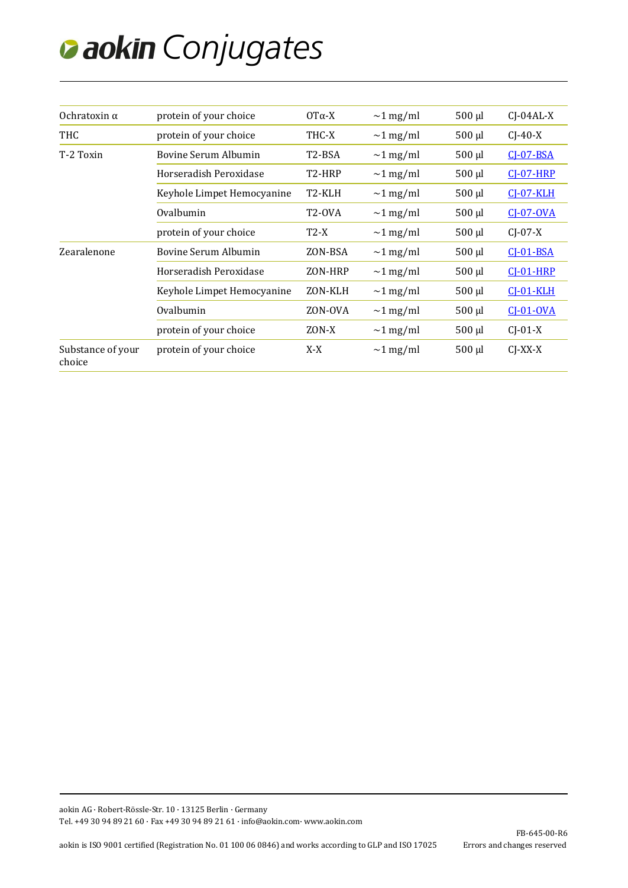# aokin Conjugates

| | | | | | |
|---|---|---|---|---|---|
| Ochratoxin α | protein of your choice | OTα-X | ~1 mg/ml | 500 µl | CJ-04AL-X |
| THC | protein of your choice | THC-X | ~1 mg/ml | 500 µl | CJ-40-X |
| T-2 Toxin | Bovine Serum Albumin | T2-BSA | ~1 mg/ml | 500 µl | CJ-07-BSA |
| | Horseradish Peroxidase | T2-HRP | ~1 mg/ml | 500 µl | CJ-07-HRP |
| | Keyhole Limpet Hemocyanine | T2-KLH | ~1 mg/ml | 500 µl | CJ-07-KLH |
| | Ovalbumin | T2-OVA | ~1 mg/ml | 500 µl | CJ-07-OVA |
| | protein of your choice | T2-X | ~1 mg/ml | 500 µl | CJ-07-X |
| Zearalenone | Bovine Serum Albumin | ZON-BSA | ~1 mg/ml | 500 µl | CJ-01-BSA |
| | Horseradish Peroxidase | ZON-HRP | ~1 mg/ml | 500 µl | CJ-01-HRP |
| | Keyhole Limpet Hemocyanine | ZON-KLH | ~1 mg/ml | 500 µl | CJ-01-KLH |
| | Ovalbumin | ZON-OVA | ~1 mg/ml | 500 µl | CJ-01-OVA |
| | protein of your choice | ZON-X | ~1 mg/ml | 500 µl | CJ-01-X |
| Substance of your choice | protein of your choice | X-X | ~1 mg/ml | 500 µl | CJ-XX-X |

aokin AG · Robert-Rössle-Str. 10 · 13125 Berlin · Germany
Tel. +49 30 94 89 21 60 · Fax +49 30 94 89 21 61 · info@aokin.com· www.aokin.com

FB-645-00-R6

aokin is ISO 9001 certified (Registration No. 01 100 06 0846) and works according to GLP and ISO 17025

Errors and changes reserved